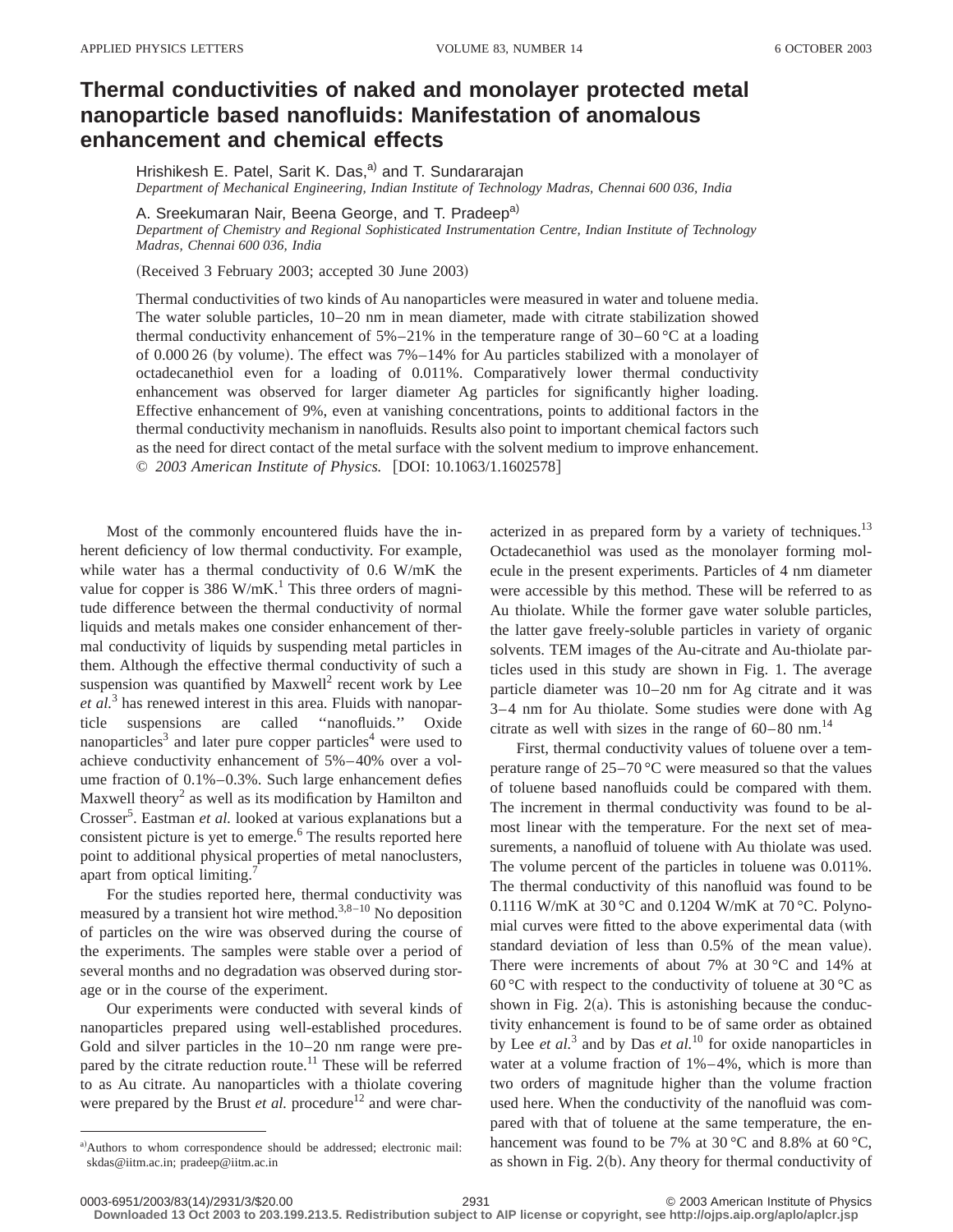# Thermal conductivities of naked and monolayer protected metal nanoparticle based nanofluids: Manifestation of anomalous enhancement and chemical effects

Hrishikesh E. Patel, Sarit K. Das,[a] and T. Sundararajan
*Department of Mechanical Engineering, Indian Institute of Technology Madras, Chennai 600 036, India*

A. Sreekumaran Nair, Beena George, and T. Pradeep[a]
*Department of Chemistry and Regional Sophisticated Instrumentation Centre, Indian Institute of Technology Madras, Chennai 600 036, India*

(Received 3 February 2003; accepted 30 June 2003)

Thermal conductivities of two kinds of Au nanoparticles were measured in water and toluene media. The water soluble particles, 10–20 nm in mean diameter, made with citrate stabilization showed thermal conductivity enhancement of 5%–21% in the temperature range of 30–60 °C at a loading of 0.000 26 (by volume). The effect was 7%–14% for Au particles stabilized with a monolayer of octadecanethiol even for a loading of 0.011%. Comparatively lower thermal conductivity enhancement was observed for larger diameter Ag particles for significantly higher loading. Effective enhancement of 9%, even at vanishing concentrations, points to additional factors in the thermal conductivity mechanism in nanofluids. Results also point to important chemical factors such as the need for direct contact of the metal surface with the solvent medium to improve enhancement. © *2003 American Institute of Physics.* [DOI: 10.1063/1.1602578]

Most of the commonly encountered fluids have the inherent deficiency of low thermal conductivity. For example, while water has a thermal conductivity of 0.6 W/mK the value for copper is 386 W/mK.[1] This three orders of magnitude difference between the thermal conductivity of normal liquids and metals makes one consider enhancement of thermal conductivity of liquids by suspending metal particles in them. Although the effective thermal conductivity of such a suspension was quantified by Maxwell[2] recent work by Lee *et al.*[3] has renewed interest in this area. Fluids with nanoparticle suspensions are called "nanofluids." Oxide nanoparticles[3] and later pure copper particles[4] were used to achieve conductivity enhancement of 5%–40% over a volume fraction of 0.1%–0.3%. Such large enhancement defies Maxwell theory[2] as well as its modification by Hamilton and Crosser[5]. Eastman *et al.* looked at various explanations but a consistent picture is yet to emerge.[6] The results reported here point to additional physical properties of metal nanoclusters, apart from optical limiting.[7]

For the studies reported here, thermal conductivity was measured by a transient hot wire method.[3,8–10] No deposition of particles on the wire was observed during the course of the experiments. The samples were stable over a period of several months and no degradation was observed during storage or in the course of the experiment.

Our experiments were conducted with several kinds of nanoparticles prepared using well-established procedures. Gold and silver particles in the 10–20 nm range were prepared by the citrate reduction route.[11] These will be referred to as Au citrate. Au nanoparticles with a thiolate covering were prepared by the Brust *et al.* procedure[12] and were characterized in as prepared form by a variety of techniques.[13] Octadecanethiol was used as the monolayer forming molecule in the present experiments. Particles of 4 nm diameter were accessible by this method. These will be referred to as Au thiolate. While the former gave water soluble particles, the latter gave freely-soluble particles in variety of organic solvents. TEM images of the Au-citrate and Au-thiolate particles used in this study are shown in Fig. 1. The average particle diameter was 10–20 nm for Ag citrate and it was 3–4 nm for Au thiolate. Some studies were done with Ag citrate as well with sizes in the range of 60–80 nm.[14]

First, thermal conductivity values of toluene over a temperature range of 25–70 °C were measured so that the values of toluene based nanofluids could be compared with them. The increment in thermal conductivity was found to be almost linear with the temperature. For the next set of measurements, a nanofluid of toluene with Au thiolate was used. The volume percent of the particles in toluene was 0.011%. The thermal conductivity of this nanofluid was found to be 0.1116 W/mK at 30 °C and 0.1204 W/mK at 70 °C. Polynomial curves were fitted to the above experimental data (with standard deviation of less than 0.5% of the mean value). There were increments of about 7% at 30 °C and 14% at 60 °C with respect to the conductivity of toluene at 30 °C as shown in Fig. 2(a). This is astonishing because the conductivity enhancement is found to be of same order as obtained by Lee *et al.*[3] and by Das *et al.*[10] for oxide nanoparticles in water at a volume fraction of 1%–4%, which is more than two orders of magnitude higher than the volume fraction used here. When the conductivity of the nanofluid was compared with that of toluene at the same temperature, the enhancement was found to be 7% at 30 °C and 8.8% at 60 °C, as shown in Fig. 2(b). Any theory for thermal conductivity of

[a]Authors to whom correspondence should be addressed; electronic mail: skdas@iitm.ac.in; pradeep@iitm.ac.in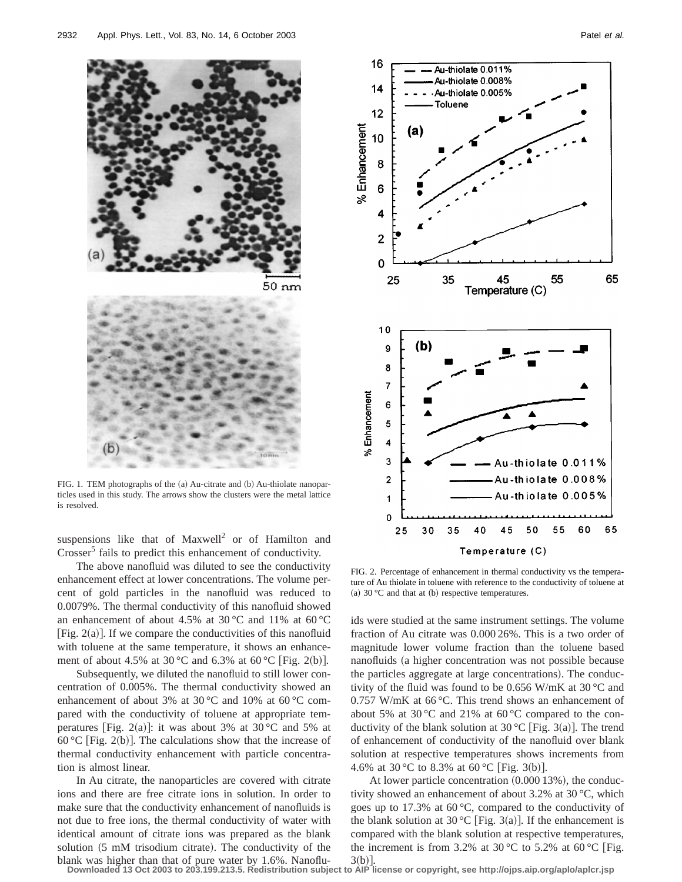FIG. 1. TEM photographs of the (a) Au-citrate and (b) Au-thiolate nanoparticles used in this study. The arrows show the clusters were the metal lattice is resolved.

suspensions like that of Maxwell[2] or of Hamilton and Crosser[5] fails to predict this enhancement of conductivity.

The above nanofluid was diluted to see the conductivity enhancement effect at lower concentrations. The volume percent of gold particles in the nanofluid was reduced to 0.0079%. The thermal conductivity of this nanofluid showed an enhancement of about 4.5% at 30 °C and 11% at 60 °C [Fig. 2(a)]. If we compare the conductivities of this nanofluid with toluene at the same temperature, it shows an enhancement of about 4.5% at 30 °C and 6.3% at 60 °C [Fig. 2(b)].

Subsequently, we diluted the nanofluid to still lower concentration of 0.005%. The thermal conductivity showed an enhancement of about 3% at 30 °C and 10% at 60 °C compared with the conductivity of toluene at appropriate temperatures [Fig. 2(a)]: it was about 3% at 30 °C and 5% at 60 °C [Fig. 2(b)]. The calculations show that the increase of thermal conductivity enhancement with particle concentration is almost linear.

In Au citrate, the nanoparticles are covered with citrate ions and there are free citrate ions in solution. In order to make sure that the conductivity enhancement of nanofluids is not due to free ions, the thermal conductivity of water with identical amount of citrate ions was prepared as the blank solution (5 mM trisodium citrate). The conductivity of the blank was higher than that of pure water by 1.6%. Nanofluids were studied at the same instrument settings. The volume fraction of Au citrate was 0.000 26%. This is a two order of magnitude lower volume fraction than the toluene based nanofluids (a higher concentration was not possible because the particles aggregate at large concentrations). The conductivity of the fluid was found to be 0.656 W/mK at 30 °C and 0.757 W/mK at 66 °C. This trend shows an enhancement of about 5% at 30 °C and 21% at 60 °C compared to the conductivity of the blank solution at 30 °C [Fig. 3(a)]. The trend of enhancement of conductivity of the nanofluid over blank solution at respective temperatures shows increments from 4.6% at 30 °C to 8.3% at 60 °C [Fig. 3(b)].

At lower particle concentration (0.000 13%), the conductivity showed an enhancement of about 3.2% at 30 °C, which goes up to 17.3% at 60 °C, compared to the conductivity of the blank solution at 30 °C [Fig. 3(a)]. If the enhancement is compared with the blank solution at respective temperatures, the increment is from 3.2% at 30 °C to 5.2% at 60 °C [Fig. 3(b)].

FIG. 2. Percentage of enhancement in thermal conductivity vs the temperature of Au thiolate in toluene with reference to the conductivity of toluene at (a) 30 °C and that at (b) respective temperatures.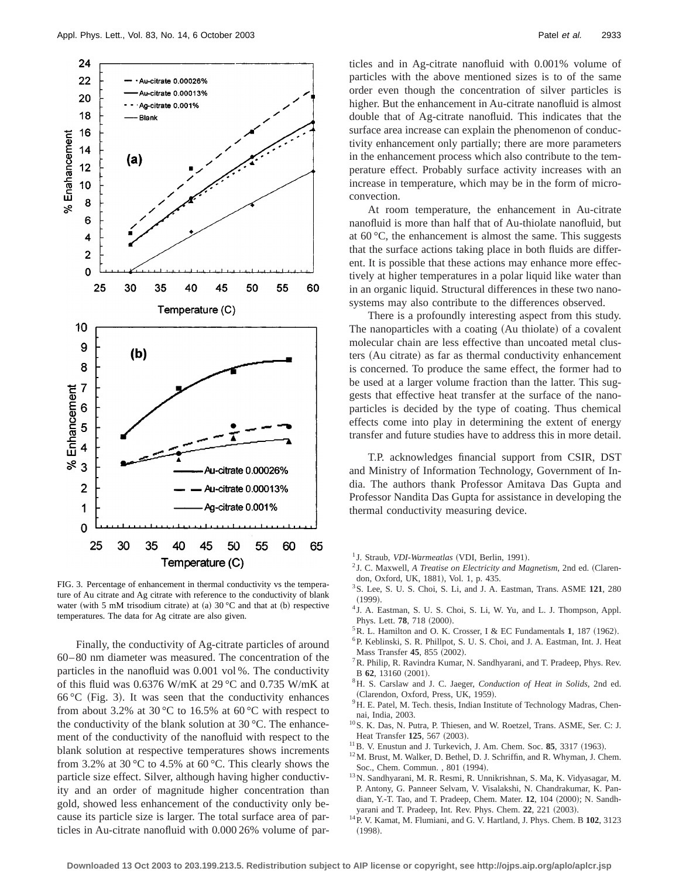(a)

24
22
20
18
16
14
12
10
8
6
4
2
0

% Enahancement

Au-citrate 0.00026%
Au-citrate 0.00013%
Ag-citrate 0.001%
Blank

25 30 35 40 45 50 55 60

Temperature (C)

(b)

10
9
8
7
6
5
4
3
2
1
0

% Enhancement

Au-citrate 0.00026%
Au-citrate 0.00013%
Ag-citrate 0.001%

25 30 35 40 45 50 55 60 65

Temperature (C)

FIG. 3. Percentage of enhancement in thermal conductivity vs the temperature of Au citrate and Ag citrate with reference to the conductivity of blank water (with 5 mM trisodium citrate) at (a) 30 °C and that at (b) respective temperatures. The data for Ag citrate are also given.

Finally, the conductivity of Ag-citrate particles of around 60–80 nm diameter was measured. The concentration of the particles in the nanofluid was 0.001 vol %. The conductivity of this fluid was 0.6376 W/mK at 29 °C and 0.735 W/mK at 66 °C (Fig. 3). It was seen that the conductivity enhances from about 3.2% at 30 °C to 16.5% at 60 °C with respect to the conductivity of the blank solution at 30 °C. The enhancement of the conductivity of the nanofluid with respect to the blank solution at respective temperatures shows increments from 3.2% at 30 °C to 4.5% at 60 °C. This clearly shows the particle size effect. Silver, although having higher conductivity and an order of magnitude higher concentration than gold, showed less enhancement of the conductivity only because its particle size is larger. The total surface area of particles in Au-citrate nanofluid with 0.000 26% volume of particles and in Ag-citrate nanofluid with 0.001% volume of particles with the above mentioned sizes is to of the same order even though the concentration of silver particles is higher. But the enhancement in Au-citrate nanofluid is almost double that of Ag-citrate nanofluid. This indicates that the surface area increase can explain the phenomenon of conductivity enhancement only partially; there are more parameters in the enhancement process which also contribute to the temperature effect. Probably surface activity increases with an increase in temperature, which may be in the form of microconvection.

At room temperature, the enhancement in Au-citrate nanofluid is more than half that of Au-thiolate nanofluid, but at 60 °C, the enhancement is almost the same. This suggests that the surface actions taking place in both fluids are different. It is possible that these actions may enhance more effectively at higher temperatures in a polar liquid like water than in an organic liquid. Structural differences in these two nanosystems may also contribute to the differences observed.

There is a profoundly interesting aspect from this study. The nanoparticles with a coating (Au thiolate) of a covalent molecular chain are less effective than uncoated metal clusters (Au citrate) as far as thermal conductivity enhancement is concerned. To produce the same effect, the former had to be used at a larger volume fraction than the latter. This suggests that effective heat transfer at the surface of the nanoparticles is decided by the type of coating. Thus chemical effects come into play in determining the extent of energy transfer and future studies have to address this in more detail.

T.P. acknowledges financial support from CSIR, DST and Ministry of Information Technology, Government of India. The authors thank Professor Amitava Das Gupta and Professor Nandita Das Gupta for assistance in developing the thermal conductivity measuring device.

[1] J. Straub, *VDI-Warmeatlas* (VDI, Berlin, 1991).

[2] J. C. Maxwell, *A Treatise on Electricity and Magnetism*, 2nd ed. (Clarendon, Oxford, UK, 1881), Vol. 1, p. 435.

[3] S. Lee, S. U. S. Choi, S. Li, and J. A. Eastman, Trans. ASME **121**, 280 (1999).

[4] J. A. Eastman, S. U. S. Choi, S. Li, W. Yu, and L. J. Thompson, Appl. Phys. Lett. **78**, 718 (2000).

[5] R. L. Hamilton and O. K. Crosser, I & EC Fundamentals **1**, 187 (1962).

[6] P. Keblinski, S. R. Phillpot, S. U. S. Choi, and J. A. Eastman, Int. J. Heat Mass Transfer **45**, 855 (2002).

[7] R. Philip, R. Ravindra Kumar, N. Sandhyarani, and T. Pradeep, Phys. Rev. B **62**, 13160 (2001).

[8] H. S. Carslaw and J. C. Jaeger, *Conduction of Heat in Solids*, 2nd ed. (Clarendon, Oxford, Press, UK, 1959).

[9] H. E. Patel, M. Tech. thesis, Indian Institute of Technology Madras, Chennai, India, 2003.

[10] S. K. Das, N. Putra, P. Thiesen, and W. Roetzel, Trans. ASME, Ser. C: J. Heat Transfer **125**, 567 (2003).

[11] B. V. Enustun and J. Turkevich, J. Am. Chem. Soc. **85**, 3317 (1963).

[12] M. Brust, M. Walker, D. Bethel, D. J. Schriffin, and R. Whyman, J. Chem. Soc., Chem. Commun. , 801 (1994).

[13] N. Sandhyarani, M. R. Resmi, R. Unnikrishnan, S. Ma, K. Vidyasagar, M. P. Antony, G. Panneer Selvam, V. Visalakshi, N. Chandrakumar, K. Pandian, Y.-T. Tao, and T. Pradeep, Chem. Mater. **12**, 104 (2000); N. Sandhyarani and T. Pradeep, Int. Rev. Phys. Chem. **22**, 221 (2003).

[14] P. V. Kamat, M. Flumiani, and G. V. Hartland, J. Phys. Chem. B **102**, 3123 (1998).